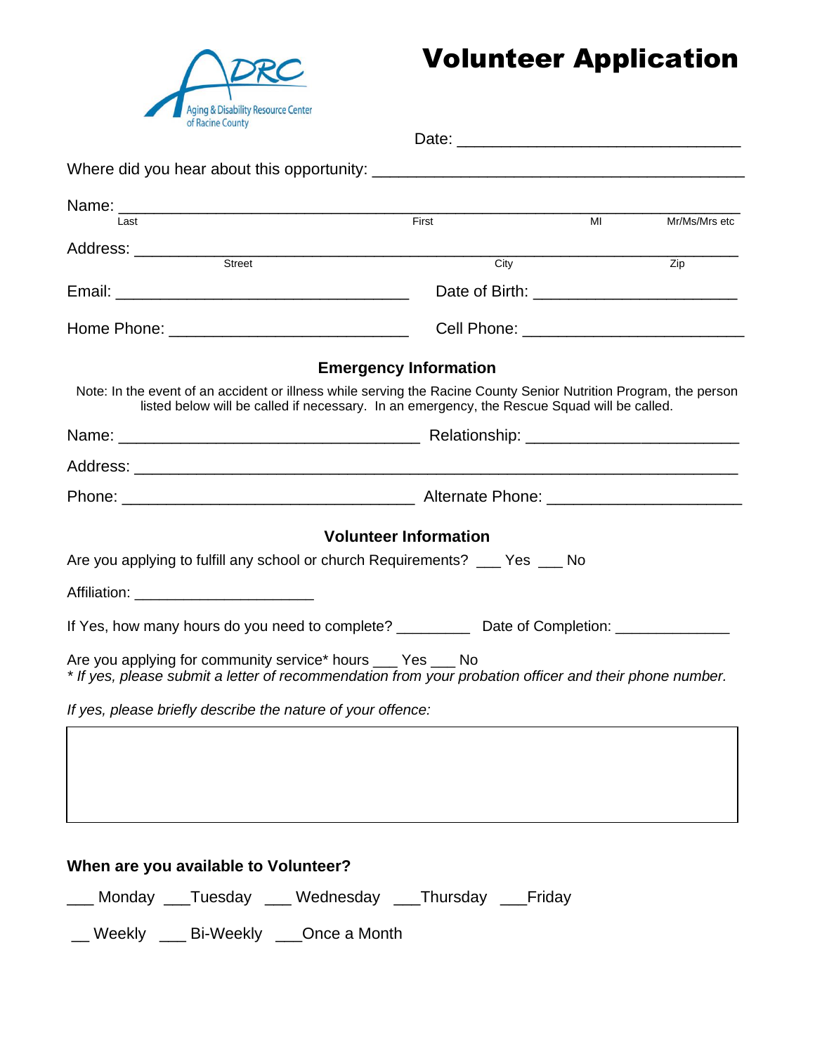ADRC
Aging & Disability Resource Center of Racine County

# Volunteer Application

Date: ______________________________

Where did you hear about this opportunity: ________________________________________

Name: ________________________________________________________________
Last / First / MI / Mr/Ms/Mrs etc

Address: ______________________________________________________________
Street / City / Zip

Email: _______________________________ Date of Birth: _____________________

Home Phone: _________________________ Cell Phone: _______________________

## Emergency Information

Note: In the event of an accident or illness while serving the Racine County Senior Nutrition Program, the person listed below will be called if necessary. In an emergency, the Rescue Squad will be called.

Name: _______________________________ Relationship: _____________________

Address: ______________________________________________________________

Phone: ______________________________ Alternate Phone: ___________________

## Volunteer Information

Are you applying to fulfill any school or church Requirements? ___ Yes ___ No

Affiliation: ____________________

If Yes, how many hours do you need to complete? _________ Date of Completion: _____________

Are you applying for community service* hours ___ Yes ___ No
*\* If yes, please submit a letter of recommendation from your probation officer and their phone number.*

*If yes, please briefly describe the nature of your offence:*

| |
|---|
| |

**When are you available to Volunteer?**

___ Monday ___Tuesday ___ Wednesday ___Thursday ___Friday

__ Weekly ___ Bi-Weekly ___Once a Month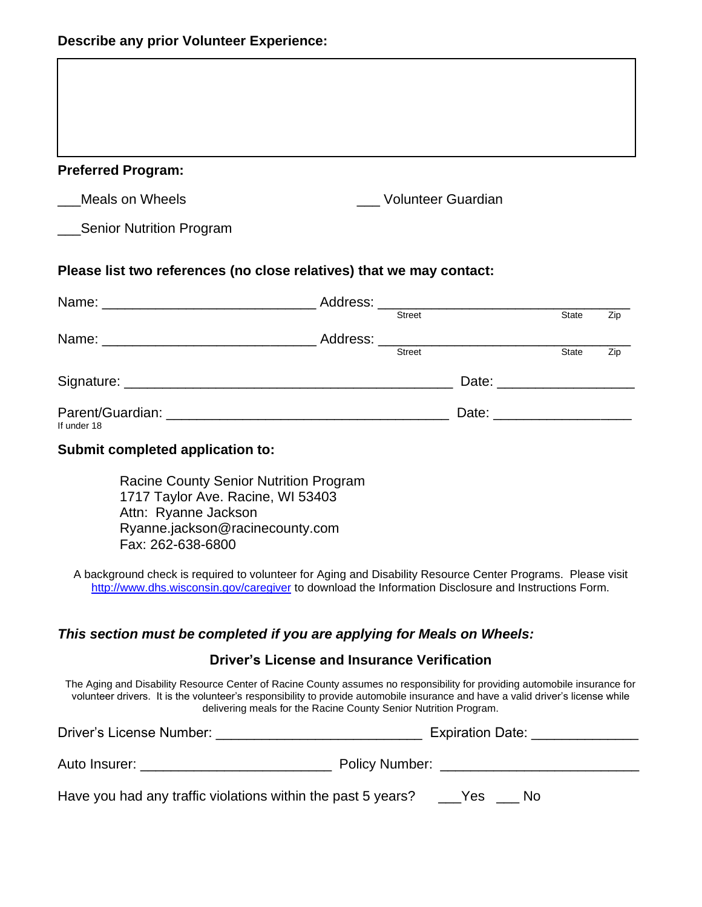**Describe any prior Volunteer Experience:**

| |
|---|
| |

**Preferred Program:**

___Meals on Wheels ___ Volunteer Guardian

___Senior Nutrition Program

**Please list two references (no close relatives) that we may contact:**

Name: ___________________________ Address: _______________________________
Street State Zip

Name: ___________________________ Address: _______________________________
Street State Zip

Signature: __________________________________________ Date: _________________

Parent/Guardian: ____________________________________ Date: _________________
If under 18

**Submit completed application to:**

Racine County Senior Nutrition Program
1717 Taylor Ave. Racine, WI 53403
Attn: Ryanne Jackson
Ryanne.jackson@racinecounty.com
Fax: 262-638-6800

A background check is required to volunteer for Aging and Disability Resource Center Programs. Please visit http://www.dhs.wisconsin.gov/caregiver to download the Information Disclosure and Instructions Form.

***This section must be completed if you are applying for Meals on Wheels:***

**Driver's License and Insurance Verification**

The Aging and Disability Resource Center of Racine County assumes no responsibility for providing automobile insurance for volunteer drivers. It is the volunteer's responsibility to provide automobile insurance and have a valid driver's license while delivering meals for the Racine County Senior Nutrition Program.

Driver's License Number: __________________________ Expiration Date: _____________

Auto Insurer: ________________________ Policy Number: _________________________

Have you had any traffic violations within the past 5 years? ___Yes ___ No